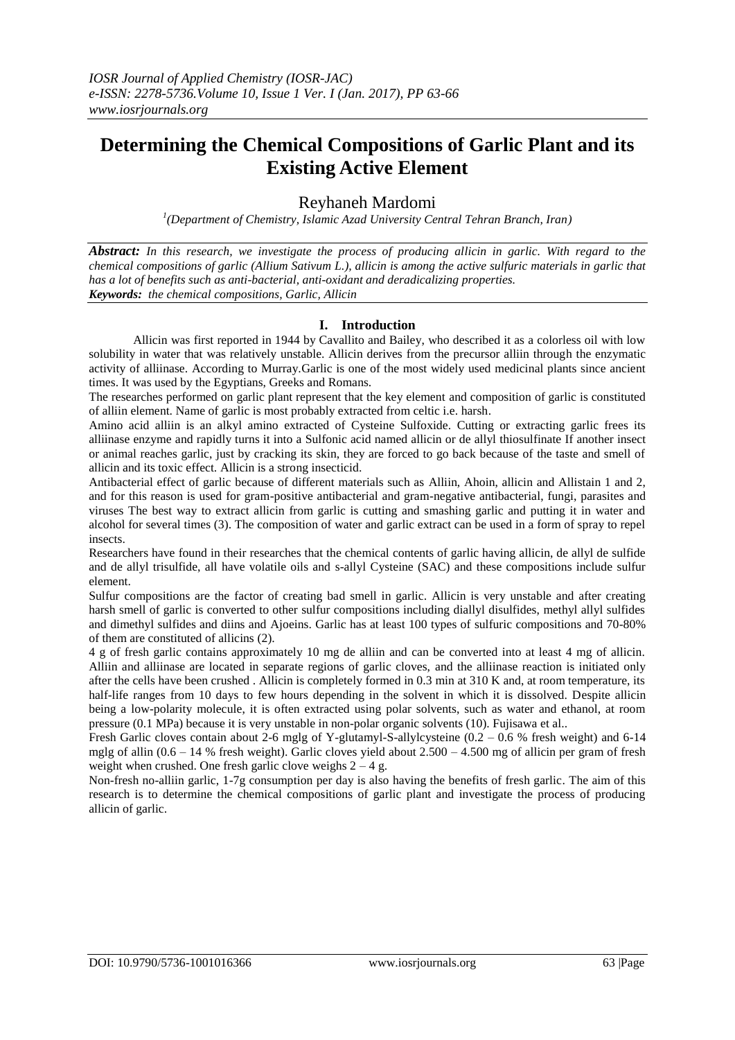# Determining the Chemical Compositions of Garlic Plant and its Existing Active Element

Reyhaneh Mardomi

[1](Department of Chemistry, Islamic Azad University Central Tehran Branch, Iran)

***Abstract:*** *In this research, we investigate the process of producing allicin in garlic. With regard to the chemical compositions of garlic (Allium Sativum L.), allicin is among the active sulfuric materials in garlic that has a lot of benefits such as anti-bacterial, anti-oxidant and deradicalizing properties.*

***Keywords:*** *the chemical compositions, Garlic, Allicin*

## I. Introduction

Allicin was first reported in 1944 by Cavallito and Bailey, who described it as a colorless oil with low solubility in water that was relatively unstable. Allicin derives from the precursor alliin through the enzymatic activity of alliinase. According to Murray.Garlic is one of the most widely used medicinal plants since ancient times. It was used by the Egyptians, Greeks and Romans.

The researches performed on garlic plant represent that the key element and composition of garlic is constituted of alliin element. Name of garlic is most probably extracted from celtic i.e. harsh.

Amino acid alliin is an alkyl amino extracted of Cysteine Sulfoxide. Cutting or extracting garlic frees its alliinase enzyme and rapidly turns it into a Sulfonic acid named allicin or de allyl thiosulfinate If another insect or animal reaches garlic, just by cracking its skin, they are forced to go back because of the taste and smell of allicin and its toxic effect. Allicin is a strong insecticid.

Antibacterial effect of garlic because of different materials such as Alliin, Ahoin, allicin and Allistain 1 and 2, and for this reason is used for gram-positive antibacterial and gram-negative antibacterial, fungi, parasites and viruses The best way to extract allicin from garlic is cutting and smashing garlic and putting it in water and alcohol for several times (3). The composition of water and garlic extract can be used in a form of spray to repel insects.

Researchers have found in their researches that the chemical contents of garlic having allicin, de allyl de sulfide and de allyl trisulfide, all have volatile oils and s-allyl Cysteine (SAC) and these compositions include sulfur element.

Sulfur compositions are the factor of creating bad smell in garlic. Allicin is very unstable and after creating harsh smell of garlic is converted to other sulfur compositions including diallyl disulfides, methyl allyl sulfides and dimethyl sulfides and diins and Ajoeins. Garlic has at least 100 types of sulfuric compositions and 70-80% of them are constituted of allicins (2).

4 g of fresh garlic contains approximately 10 mg de alliin and can be converted into at least 4 mg of allicin. Alliin and alliinase are located in separate regions of garlic cloves, and the alliinase reaction is initiated only after the cells have been crushed . Allicin is completely formed in 0.3 min at 310 K and, at room temperature, its half-life ranges from 10 days to few hours depending in the solvent in which it is dissolved. Despite allicin being a low-polarity molecule, it is often extracted using polar solvents, such as water and ethanol, at room pressure (0.1 MPa) because it is very unstable in non-polar organic solvents (10). Fujisawa et al..

Fresh Garlic cloves contain about 2-6 mglg of Y-glutamyl-S-allylcysteine (0.2 – 0.6 % fresh weight) and 6-14 mglg of allin (0.6 – 14 % fresh weight). Garlic cloves yield about 2.500 – 4.500 mg of allicin per gram of fresh weight when crushed. One fresh garlic clove weighs 2 – 4 g.

Non-fresh no-alliin garlic, 1-7g consumption per day is also having the benefits of fresh garlic. The aim of this research is to determine the chemical compositions of garlic plant and investigate the process of producing allicin of garlic.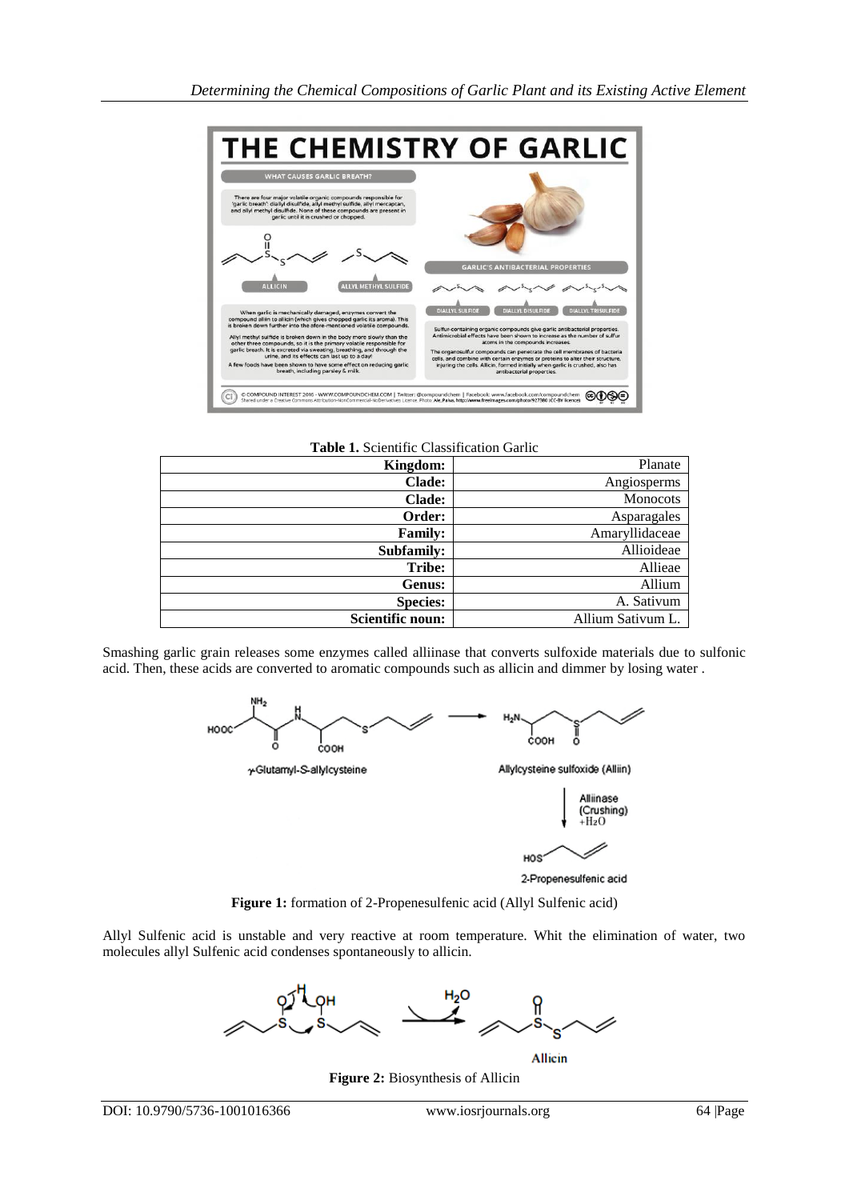**Table 1.** Scientific Classification Garlic

| | |
|---|---|
| **Kingdom:** | Planate |
| **Clade:** | Angiosperms |
| **Clade:** | Monocots |
| **Order:** | Asparagales |
| **Family:** | Amaryllidaceae |
| **Subfamily:** | Allioideae |
| **Tribe:** | Allieae |
| **Genus:** | Allium |
| **Species:** | A. Sativum |
| **Scientific noun:** | Allium Sativum L. |

Smashing garlic grain releases some enzymes called alliinase that converts sulfoxide materials due to sulfonic acid. Then, these acids are converted to aromatic compounds such as allicin and dimmer by losing water .

**Figure 1:** formation of 2-Propenesulfenic acid (Allyl Sulfenic acid)

Allyl Sulfenic acid is unstable and very reactive at room temperature. Whit the elimination of water, two molecules allyl Sulfenic acid condenses spontaneously to allicin.

**Figure 2:** Biosynthesis of Allicin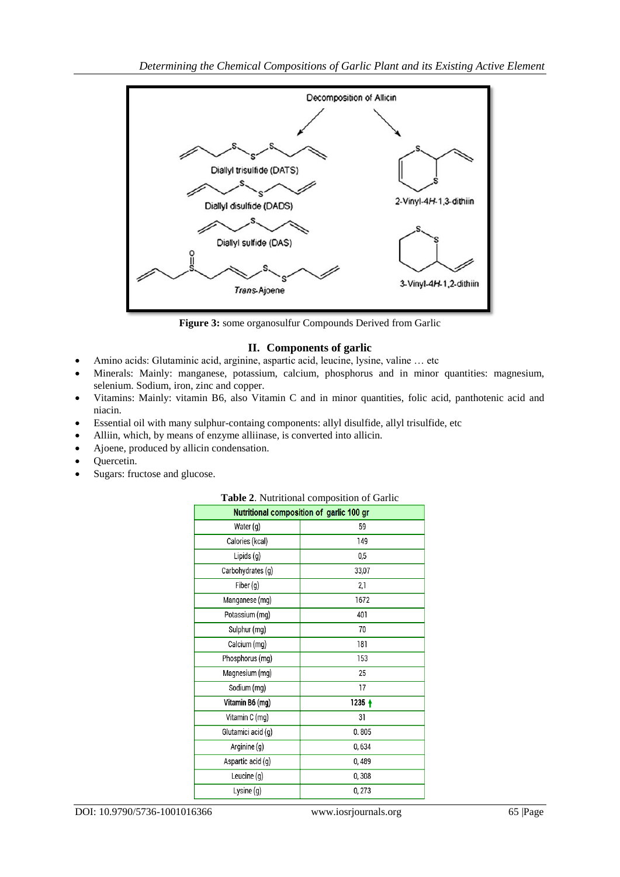**Figure 3:** some organosulfur Compounds Derived from Garlic

## II. Components of garlic

- Amino acids: Glutaminic acid, arginine, aspartic acid, leucine, lysine, valine … etc
- Minerals: Mainly: manganese, potassium, calcium, phosphorus and in minor quantities: magnesium, selenium. Sodium, iron, zinc and copper.
- Vitamins: Mainly: vitamin B6, also Vitamin C and in minor quantities, folic acid, panthotenic acid and niacin.
- Essential oil with many sulphur-containg components: allyl disulfide, allyl trisulfide, etc
- Alliin, which, by means of enzyme alliinase, is converted into allicin.
- Ajoene, produced by allicin condensation.
- Quercetin.
- Sugars: fructose and glucose.

**Table 2**. Nutritional composition of Garlic

| Nutritional composition of garlic 100 gr | |
|---|---|
| Water (g) | 59 |
| Calories (kcal) | 149 |
| Lipids (g) | 0,5 |
| Carbohydrates (g) | 33,07 |
| Fiber (g) | 2,1 |
| Manganese (mg) | 1672 |
| Potassium (mg) | 401 |
| Sulphur (mg) | 70 |
| Calcium (mg) | 181 |
| Phosphorus (mg) | 153 |
| Magnesium (mg) | 25 |
| Sodium (mg) | 17 |
| **Vitamin B6 (mg)** | **1235** ↑ |
| Vitamin C (mg) | 31 |
| Glutamici acid (g) | 0. 805 |
| Arginine (g) | 0, 634 |
| Aspartic acid (g) | 0, 489 |
| Leucine (g) | 0, 308 |
| Lysine (g) | 0, 273 |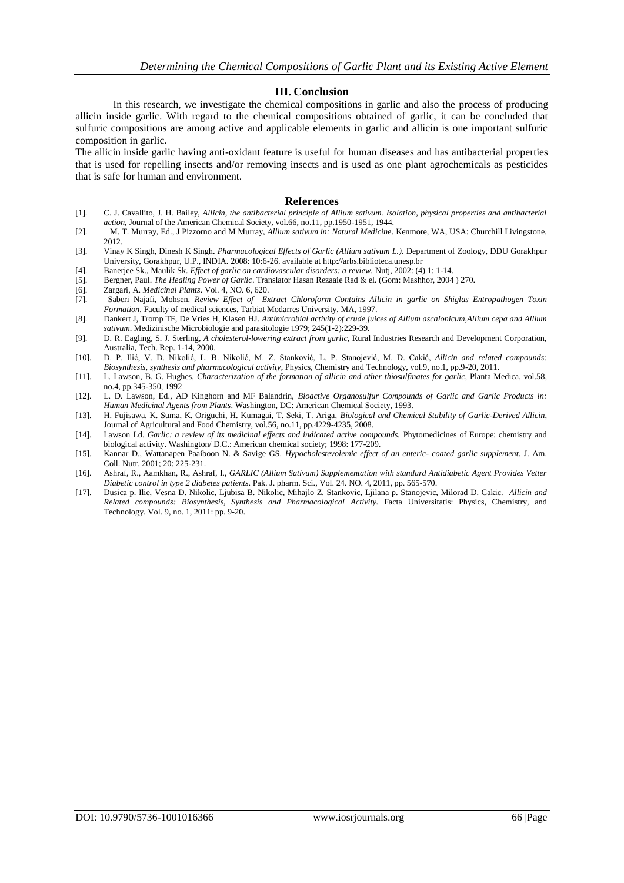## III. Conclusion

In this research, we investigate the chemical compositions in garlic and also the process of producing allicin inside garlic. With regard to the chemical compositions obtained of garlic, it can be concluded that sulfuric compositions are among active and applicable elements in garlic and allicin is one important sulfuric composition in garlic.

The allicin inside garlic having anti-oxidant feature is useful for human diseases and has antibacterial properties that is used for repelling insects and/or removing insects and is used as one plant agrochemicals as pesticides that is safe for human and environment.

## References

[1]. C. J. Cavallito, J. H. Bailey, *Allicin, the antibacterial principle of Allium sativum. Isolation, physical properties and antibacterial action*, Journal of the American Chemical Society, vol.66, no.11, pp.1950-1951, 1944.

[2]. M. T. Murray, Ed., J Pizzorno and M Murray, *Allium sativum in: Natural Medicine*. Kenmore, WA, USA: Churchill Livingstone, 2012.

[3]. Vinay K Singh, Dinesh K Singh. *Pharmacological Effects of Garlic (Allium sativum L.).* Department of Zoology, DDU Gorakhpur University, Gorakhpur, U.P., INDIA. 2008: 10:6-26. available at http://arbs.biblioteca.unesp.br

[4]. Banerjee Sk., Maulik Sk. *Effect of garlic on cardiovascular disorders: a review.* Nutj, 2002: (4) 1: 1-14.

[5]. Bergner, Paul. *The Healing Power of Garlic*. Translator Hasan Rezaaie Rad & el. (Gom: Mashhor, 2004 ) 270.

[6]. Zargari, A. *Medicinal Plants*. Vol. 4, NO. 6, 620.

[7]. Saberi Najafi, Mohsen. *Review Effect of Extract Chloroform Contains Allicin in garlic on Shiglas Entropathogen Toxin Formation*, Faculty of medical sciences, Tarbiat Modarres University, MA, 1997.

[8]. Dankert J, Tromp TF, De Vries H, Klasen HJ. *Antimicrobial activity of crude juices of Allium ascalonicum,Allium cepa and Allium sativum*. Medizinische Microbiologie and parasitologie 1979; 245(1-2):229-39.

[9]. D. R. Eagling, S. J. Sterling, *A cholesterol-lowering extract from garlic*, Rural Industries Research and Development Corporation, Australia, Tech. Rep. 1-14, 2000.

[10]. D. P. Ilić, V. D. Nikolić, L. B. Nikolić, M. Z. Stanković, L. P. Stanojević, M. D. Cakić, *Allicin and related compounds: Biosynthesis, synthesis and pharmacological activity*, Physics, Chemistry and Technology, vol.9, no.1, pp.9-20, 2011.

[11]. L. Lawson, B. G. Hughes, *Characterization of the formation of allicin and other thiosulfinates for garlic*, Planta Medica, vol.58, no.4, pp.345-350, 1992

[12]. L. D. Lawson, Ed., AD Kinghorn and MF Balandrin, *Bioactive Organosulfur Compounds of Garlic and Garlic Products in: Human Medicinal Agents from Plants*. Washington, DC: American Chemical Society, 1993.

[13]. H. Fujisawa, K. Suma, K. Origuchi, H. Kumagai, T. Seki, T. Ariga, *Biological and Chemical Stability of Garlic-Derived Allicin*, Journal of Agricultural and Food Chemistry, vol.56, no.11, pp.4229-4235, 2008.

[14]. Lawson Ld. *Garlic: a review of its medicinal effects and indicated active compounds.* Phytomedicines of Europe: chemistry and biological activity. Washington/ D.C.: American chemical society; 1998: 177-209.

[15]. Kannar D., Wattanapen Paaiboon N. & Savige GS. *Hypocholestevolemic effect of an enteric- coated garlic supplement*. J. Am. Coll. Nutr. 2001; 20: 225-231.

[16]. Ashraf, R., Aamkhan, R., Ashraf, I., *GARLIC (Allium Sativum) Supplementation with standard Antidiabetic Agent Provides Vetter Diabetic control in type 2 diabetes patients*. Pak. J. pharm. Sci., Vol. 24. NO. 4, 2011, pp. 565-570.

[17]. Dusica p. Ilie, Vesna D. Nikolic, Ljubisa B. Nikolic, Mihajlo Z. Stankovic, Ljilana p. Stanojevic, Milorad D. Cakic. *Allicin and Related compounds: Biosynthesis, Synthesis and Pharmacological Activity.* Facta Universitatis: Physics, Chemistry, and Technology. Vol. 9, no. 1, 2011: pp. 9-20.